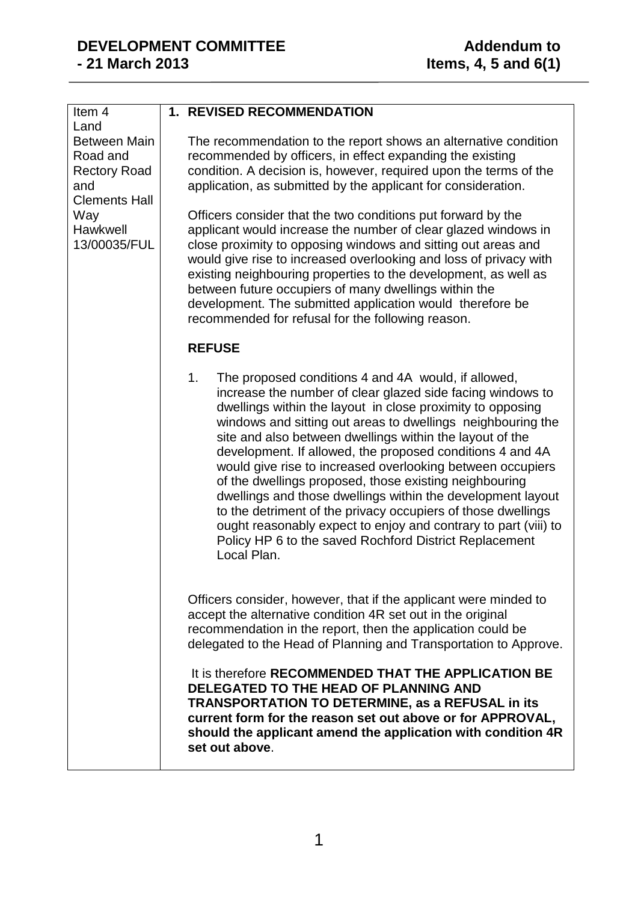# DEVELOPMENT COMMITTEE - 21 March 2013

# Addendum to Items, 4, 5 and 6(1)

| | |
|---|---|
| Item 4<br>Land Between Main Road and Rectory Road and Clements Hall Way Hawkwell<br>13/00035/FUL | **1. REVISED RECOMMENDATION**<br><br>The recommendation to the report shows an alternative condition recommended by officers, in effect expanding the existing condition. A decision is, however, required upon the terms of the application, as submitted by the applicant for consideration.<br><br>Officers consider that the two conditions put forward by the applicant would increase the number of clear glazed windows in close proximity to opposing windows and sitting out areas and would give rise to increased overlooking and loss of privacy with existing neighbouring properties to the development, as well as between future occupiers of many dwellings within the development. The submitted application would therefore be recommended for refusal for the following reason.<br><br>**REFUSE**<br><br>1. The proposed conditions 4 and 4A would, if allowed, increase the number of clear glazed side facing windows to dwellings within the layout in close proximity to opposing windows and sitting out areas to dwellings neighbouring the site and also between dwellings within the layout of the development. If allowed, the proposed conditions 4 and 4A would give rise to increased overlooking between occupiers of the dwellings proposed, those existing neighbouring dwellings and those dwellings within the development layout to the detriment of the privacy occupiers of those dwellings ought reasonably expect to enjoy and contrary to part (viii) to Policy HP 6 to the saved Rochford District Replacement Local Plan.<br><br>Officers consider, however, that if the applicant were minded to accept the alternative condition 4R set out in the original recommendation in the report, then the application could be delegated to the Head of Planning and Transportation to Approve.<br><br>It is therefore **RECOMMENDED THAT THE APPLICATION BE DELEGATED TO THE HEAD OF PLANNING AND TRANSPORTATION TO DETERMINE, as a REFUSAL in its current form for the reason set out above or for APPROVAL, should the applicant amend the application with condition 4R set out above**. |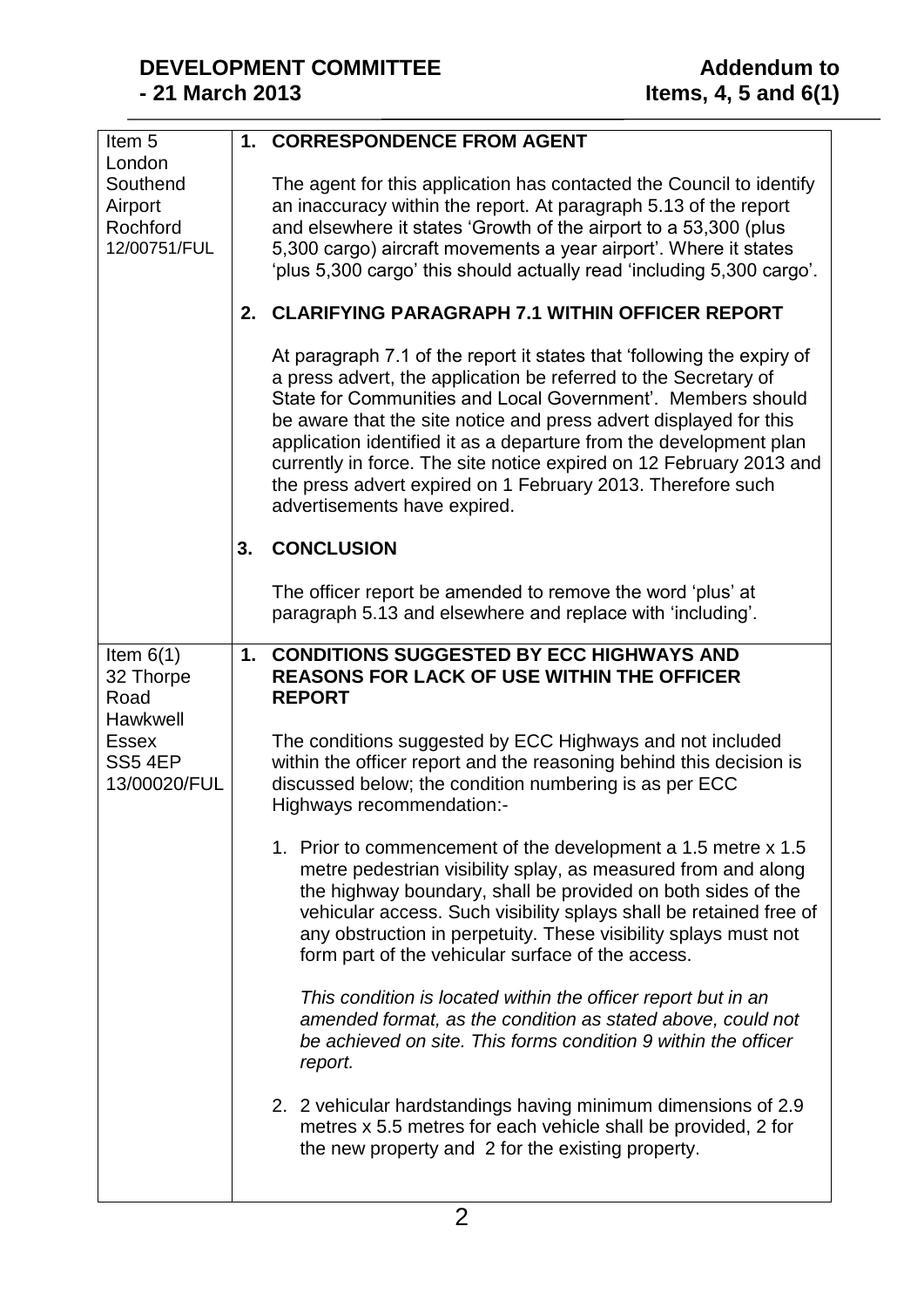**DEVELOPMENT COMMITTEE - 21 March 2013**

**Addendum to Items, 4, 5 and 6(1)**

| | |
|---|---|
| Item 5<br>London Southend Airport<br>Rochford<br>12/00751/FUL | **1. CORRESPONDENCE FROM AGENT**<br><br>The agent for this application has contacted the Council to identify an inaccuracy within the report. At paragraph 5.13 of the report and elsewhere it states 'Growth of the airport to a 53,300 (plus 5,300 cargo) aircraft movements a year airport'. Where it states 'plus 5,300 cargo' this should actually read 'including 5,300 cargo'.<br><br>**2. CLARIFYING PARAGRAPH 7.1 WITHIN OFFICER REPORT**<br><br>At paragraph 7.1 of the report it states that 'following the expiry of a press advert, the application be referred to the Secretary of State for Communities and Local Government'. Members should be aware that the site notice and press advert displayed for this application identified it as a departure from the development plan currently in force. The site notice expired on 12 February 2013 and the press advert expired on 1 February 2013. Therefore such advertisements have expired.<br><br>**3. CONCLUSION**<br><br>The officer report be amended to remove the word 'plus' at paragraph 5.13 and elsewhere and replace with 'including'. |
| Item 6(1)<br>32 Thorpe Road<br>Hawkwell<br>Essex<br>SS5 4EP<br>13/00020/FUL | **1. CONDITIONS SUGGESTED BY ECC HIGHWAYS AND REASONS FOR LACK OF USE WITHIN THE OFFICER REPORT**<br><br>The conditions suggested by ECC Highways and not included within the officer report and the reasoning behind this decision is discussed below; the condition numbering is as per ECC Highways recommendation:-<br><br>1. Prior to commencement of the development a 1.5 metre x 1.5 metre pedestrian visibility splay, as measured from and along the highway boundary, shall be provided on both sides of the vehicular access. Such visibility splays shall be retained free of any obstruction in perpetuity. These visibility splays must not form part of the vehicular surface of the access.<br><br>*This condition is located within the officer report but in an amended format, as the condition as stated above, could not be achieved on site. This forms condition 9 within the officer report.*<br><br>2. 2 vehicular hardstandings having minimum dimensions of 2.9 metres x 5.5 metres for each vehicle shall be provided, 2 for the new property and 2 for the existing property. |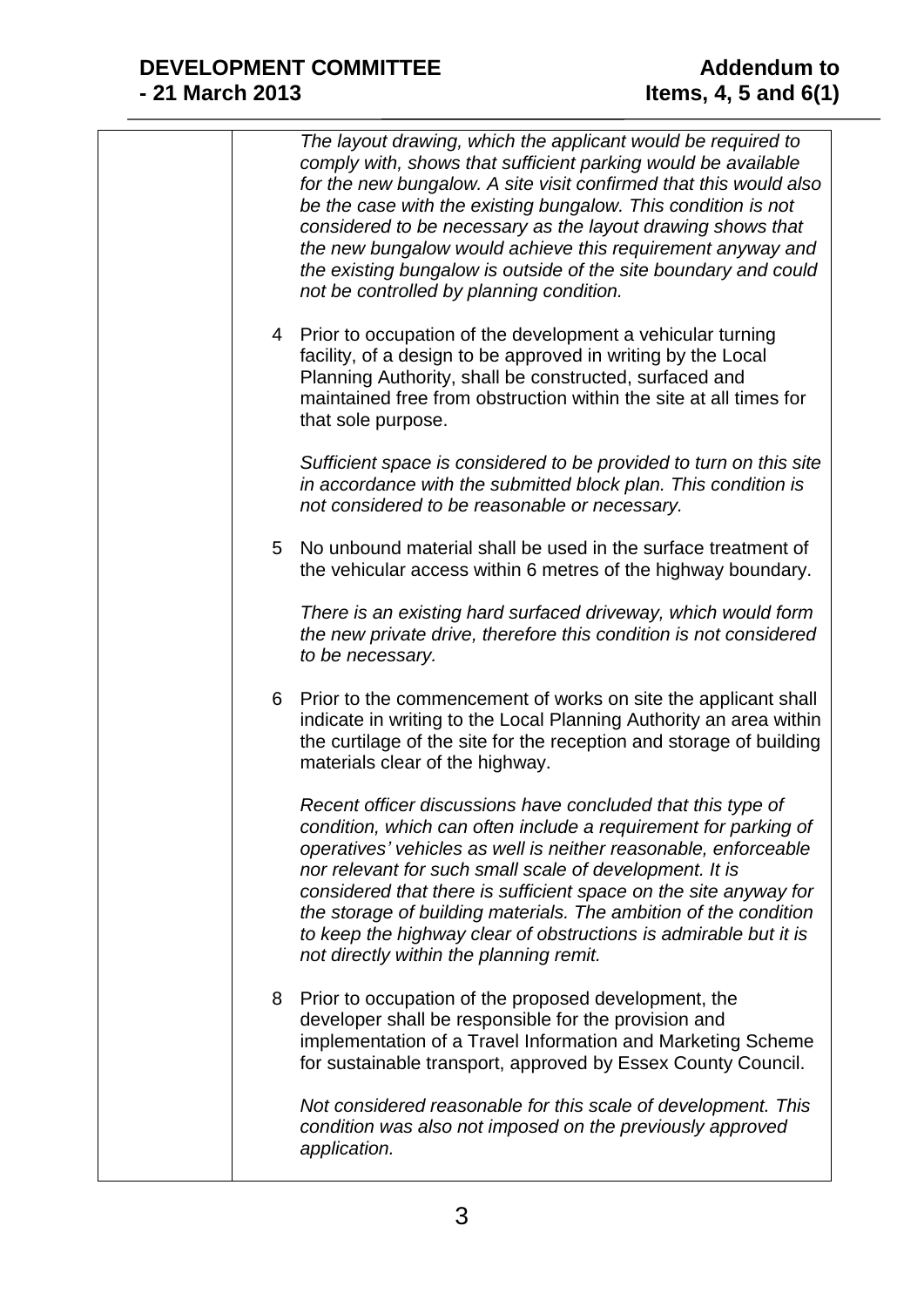*The layout drawing, which the applicant would be required to comply with, shows that sufficient parking would be available for the new bungalow. A site visit confirmed that this would also be the case with the existing bungalow. This condition is not considered to be necessary as the layout drawing shows that the new bungalow would achieve this requirement anyway and the existing bungalow is outside of the site boundary and could not be controlled by planning condition.*

4 Prior to occupation of the development a vehicular turning facility, of a design to be approved in writing by the Local Planning Authority, shall be constructed, surfaced and maintained free from obstruction within the site at all times for that sole purpose.

*Sufficient space is considered to be provided to turn on this site in accordance with the submitted block plan. This condition is not considered to be reasonable or necessary.*

5 No unbound material shall be used in the surface treatment of the vehicular access within 6 metres of the highway boundary.

*There is an existing hard surfaced driveway, which would form the new private drive, therefore this condition is not considered to be necessary.*

6 Prior to the commencement of works on site the applicant shall indicate in writing to the Local Planning Authority an area within the curtilage of the site for the reception and storage of building materials clear of the highway.

*Recent officer discussions have concluded that this type of condition, which can often include a requirement for parking of operatives' vehicles as well is neither reasonable, enforceable nor relevant for such small scale of development. It is considered that there is sufficient space on the site anyway for the storage of building materials. The ambition of the condition to keep the highway clear of obstructions is admirable but it is not directly within the planning remit.*

8 Prior to occupation of the proposed development, the developer shall be responsible for the provision and implementation of a Travel Information and Marketing Scheme for sustainable transport, approved by Essex County Council.

*Not considered reasonable for this scale of development. This condition was also not imposed on the previously approved application.*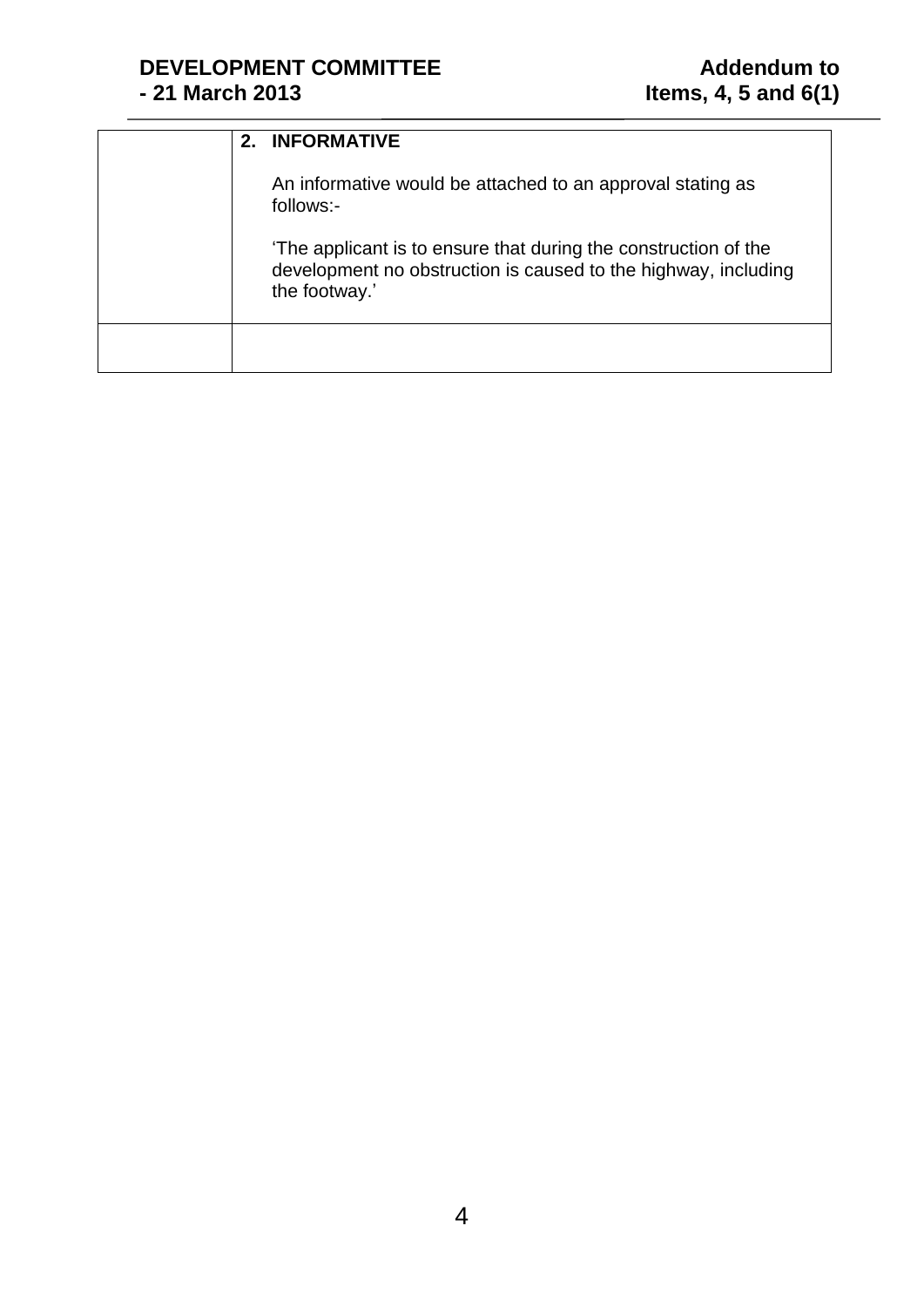| | |
|---|---|
| | **2. INFORMATIVE**<br><br>An informative would be attached to an approval stating as follows:-<br><br>'The applicant is to ensure that during the construction of the development no obstruction is caused to the highway, including the footway.' |
| | |